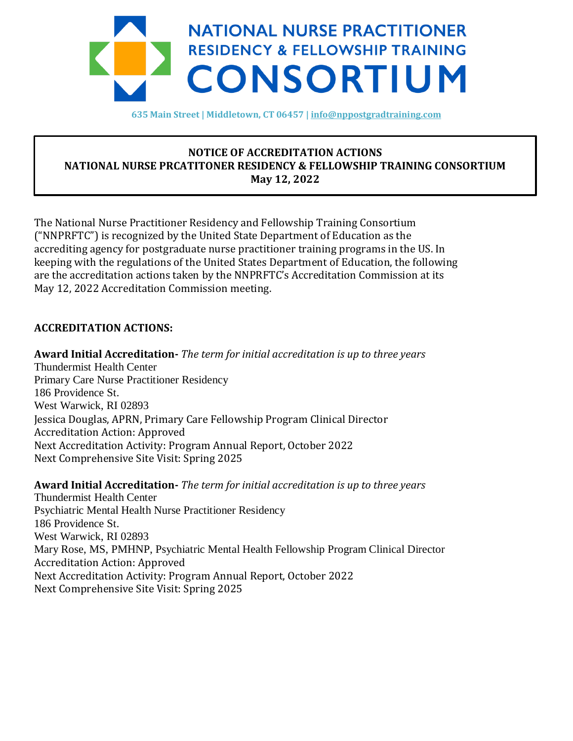# NATIONAL NURSE PRACTITIONER RESIDENCY & FELLOWSHIP TRAINING CONSORTIUM

635 Main Street | Middletown, CT 06457 | info@nppostgradtraining.com

**NOTICE OF ACCREDITATION ACTIONS**
**NATIONAL NURSE PRCATITONER RESIDENCY & FELLOWSHIP TRAINING CONSORTIUM**
**May 12, 2022**

The National Nurse Practitioner Residency and Fellowship Training Consortium ("NNPRFTC") is recognized by the United State Department of Education as the accrediting agency for postgraduate nurse practitioner training programs in the US. In keeping with the regulations of the United States Department of Education, the following are the accreditation actions taken by the NNPRFTC's Accreditation Commission at its May 12, 2022 Accreditation Commission meeting.

**ACCREDITATION ACTIONS:**

**Award Initial Accreditation-** *The term for initial accreditation is up to three years*
Thundermist Health Center
Primary Care Nurse Practitioner Residency
186 Providence St.
West Warwick, RI 02893
Jessica Douglas, APRN, Primary Care Fellowship Program Clinical Director
Accreditation Action: Approved
Next Accreditation Activity: Program Annual Report, October 2022
Next Comprehensive Site Visit: Spring 2025

**Award Initial Accreditation-** *The term for initial accreditation is up to three years*
Thundermist Health Center
Psychiatric Mental Health Nurse Practitioner Residency
186 Providence St.
West Warwick, RI 02893
Mary Rose, MS, PMHNP, Psychiatric Mental Health Fellowship Program Clinical Director
Accreditation Action: Approved
Next Accreditation Activity: Program Annual Report, October 2022
Next Comprehensive Site Visit: Spring 2025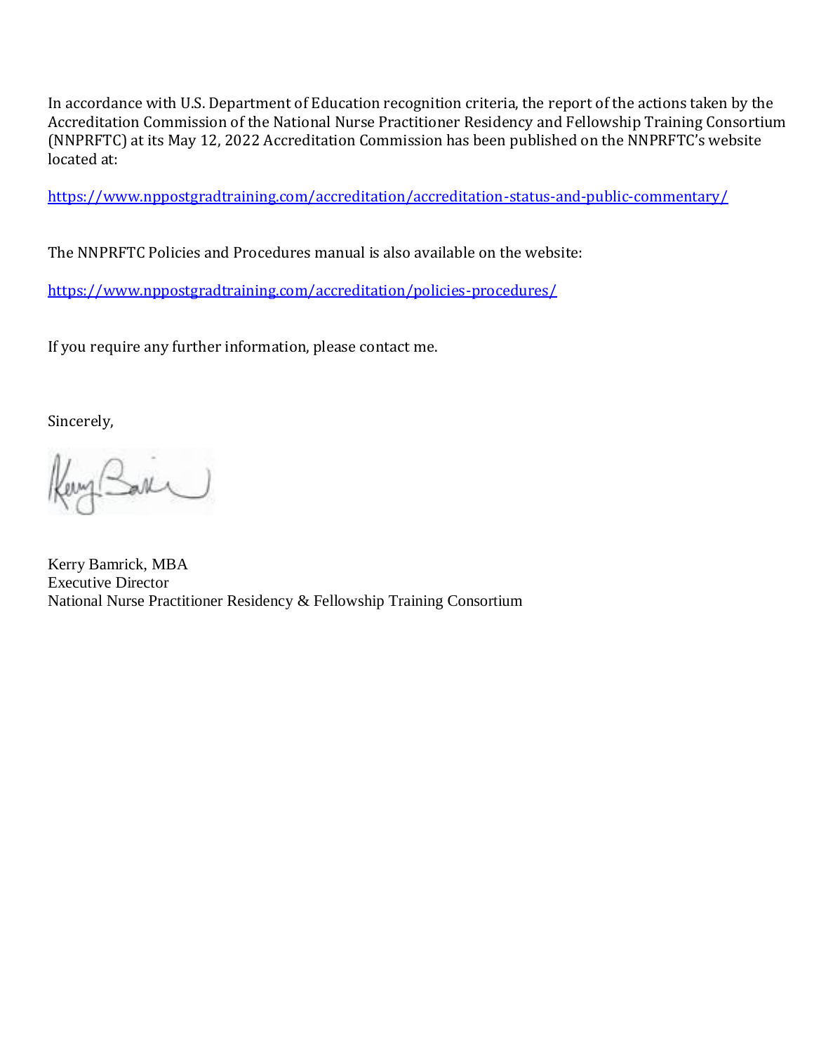In accordance with U.S. Department of Education recognition criteria, the report of the actions taken by the Accreditation Commission of the National Nurse Practitioner Residency and Fellowship Training Consortium (NNPRFTC) at its May 12, 2022 Accreditation Commission has been published on the NNPRFTC's website located at:

https://www.nppostgradtraining.com/accreditation/accreditation-status-and-public-commentary/

The NNPRFTC Policies and Procedures manual is also available on the website:

https://www.nppostgradtraining.com/accreditation/policies-procedures/

If you require any further information, please contact me.

Sincerely,

Kerry Bamrick, MBA
Executive Director
National Nurse Practitioner Residency & Fellowship Training Consortium